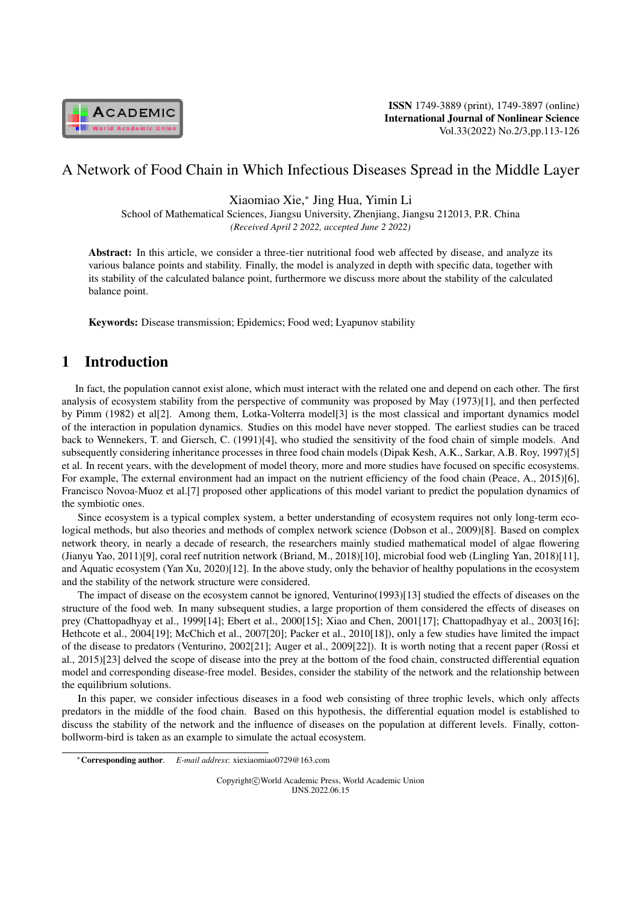# A Network of Food Chain in Which Infectious Diseases Spread in the Middle Layer

Xiaomiao Xie,* Jing Hua, Yimin Li

School of Mathematical Sciences, Jiangsu University, Zhenjiang, Jiangsu 212013, P.R. China

*(Received April 2 2022, accepted June 2 2022)*

**Abstract:** In this article, we consider a three-tier nutritional food web affected by disease, and analyze its various balance points and stability. Finally, the model is analyzed in depth with specific data, together with its stability of the calculated balance point, furthermore we discuss more about the stability of the calculated balance point.

**Keywords:** Disease transmission; Epidemics; Food wed; Lyapunov stability

## 1 Introduction

In fact, the population cannot exist alone, which must interact with the related one and depend on each other. The first analysis of ecosystem stability from the perspective of community was proposed by May (1973)[1], and then perfected by Pimm (1982) et al[2]. Among them, Lotka-Volterra model[3] is the most classical and important dynamics model of the interaction in population dynamics. Studies on this model have never stopped. The earliest studies can be traced back to Wennekers, T. and Giersch, C. (1991)[4], who studied the sensitivity of the food chain of simple models. And subsequently considering inheritance processes in three food chain models (Dipak Kesh, A.K., Sarkar, A.B. Roy, 1997)[5] et al. In recent years, with the development of model theory, more and more studies have focused on specific ecosystems. For example, The external environment had an impact on the nutrient efficiency of the food chain (Peace, A., 2015)[6], Francisco Novoa-Muoz et al.[7] proposed other applications of this model variant to predict the population dynamics of the symbiotic ones.

Since ecosystem is a typical complex system, a better understanding of ecosystem requires not only long-term ecological methods, but also theories and methods of complex network science (Dobson et al., 2009)[8]. Based on complex network theory, in nearly a decade of research, the researchers mainly studied mathematical model of algae flowering (Jianyu Yao, 2011)[9], coral reef nutrition network (Briand, M., 2018)[10], microbial food web (Lingling Yan, 2018)[11], and Aquatic ecosystem (Yan Xu, 2020)[12]. In the above study, only the behavior of healthy populations in the ecosystem and the stability of the network structure were considered.

The impact of disease on the ecosystem cannot be ignored, Venturino(1993)[13] studied the effects of diseases on the structure of the food web. In many subsequent studies, a large proportion of them considered the effects of diseases on prey (Chattopadhyay et al., 1999[14]; Ebert et al., 2000[15]; Xiao and Chen, 2001[17]; Chattopadhyay et al., 2003[16]; Hethcote et al., 2004[19]; McChich et al., 2007[20]; Packer et al., 2010[18]), only a few studies have limited the impact of the disease to predators (Venturino, 2002[21]; Auger et al., 2009[22]). It is worth noting that a recent paper (Rossi et al., 2015)[23] delved the scope of disease into the prey at the bottom of the food chain, constructed differential equation model and corresponding disease-free model. Besides, consider the stability of the network and the relationship between the equilibrium solutions.

In this paper, we consider infectious diseases in a food web consisting of three trophic levels, which only affects predators in the middle of the food chain. Based on this hypothesis, the differential equation model is established to discuss the stability of the network and the influence of diseases on the population at different levels. Finally, cotton-bollworm-bird is taken as an example to simulate the actual ecosystem.

*Corresponding author. *E-mail address*: xiexiaomiao0729@163.com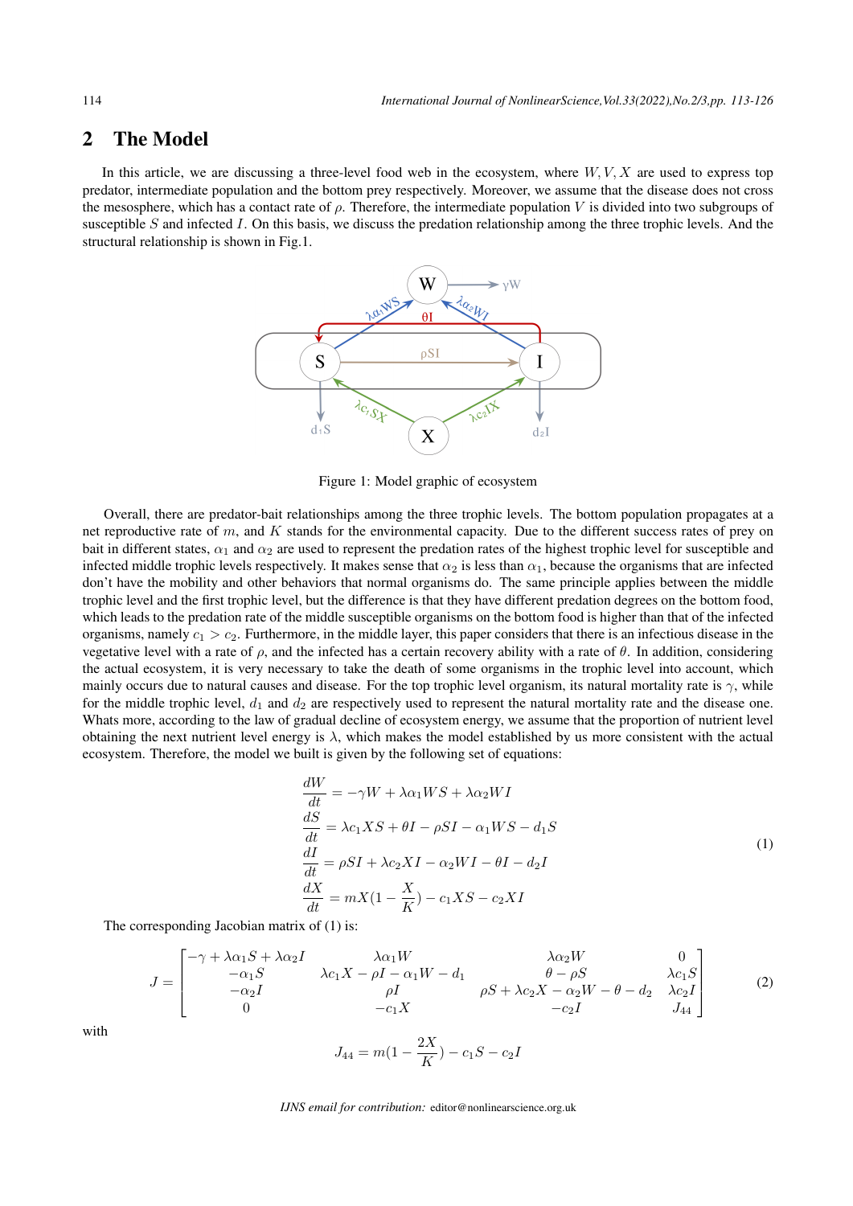## 2 The Model

In this article, we are discussing a three-level food web in the ecosystem, where $W, V, X$ are used to express top predator, intermediate population and the bottom prey respectively. Moreover, we assume that the disease does not cross the mesosphere, which has a contact rate of $\rho$. Therefore, the intermediate population $V$ is divided into two subgroups of susceptible $S$ and infected $I$. On this basis, we discuss the predation relationship among the three trophic levels. And the structural relationship is shown in Fig.1.

Figure 1: Model graphic of ecosystem

Overall, there are predator-bait relationships among the three trophic levels. The bottom population propagates at a net reproductive rate of $m$, and $K$ stands for the environmental capacity. Due to the different success rates of prey on bait in different states, $\alpha_1$ and $\alpha_2$ are used to represent the predation rates of the highest trophic level for susceptible and infected middle trophic levels respectively. It makes sense that $\alpha_2$ is less than $\alpha_1$, because the organisms that are infected don't have the mobility and other behaviors that normal organisms do. The same principle applies between the middle trophic level and the first trophic level, but the difference is that they have different predation degrees on the bottom food, which leads to the predation rate of the middle susceptible organisms on the bottom food is higher than that of the infected organisms, namely $c_1 > c_2$. Furthermore, in the middle layer, this paper considers that there is an infectious disease in the vegetative level with a rate of $\rho$, and the infected has a certain recovery ability with a rate of $\theta$. In addition, considering the actual ecosystem, it is very necessary to take the death of some organisms in the trophic level into account, which mainly occurs due to natural causes and disease. For the top trophic level organism, its natural mortality rate is $\gamma$, while for the middle trophic level, $d_1$ and $d_2$ are respectively used to represent the natural mortality rate and the disease one. Whats more, according to the law of gradual decline of ecosystem energy, we assume that the proportion of nutrient level obtaining the next nutrient level energy is $\lambda$, which makes the model established by us more consistent with the actual ecosystem. Therefore, the model we built is given by the following set of equations:

$$
\begin{aligned}
\frac{dW}{dt} &= -\gamma W + \lambda\alpha_1 WS + \lambda\alpha_2 WI \\
\frac{dS}{dt} &= \lambda c_1 XS + \theta I - \rho SI - \alpha_1 WS - d_1 S \\
\frac{dI}{dt} &= \rho SI + \lambda c_2 XI - \alpha_2 WI - \theta I - d_2 I \\
\frac{dX}{dt} &= mX(1 - \frac{X}{K}) - c_1 XS - c_2 XI
\end{aligned}
\tag{1}
$$

The corresponding Jacobian matrix of (1) is:

$$
J = \begin{bmatrix}
-\gamma + \lambda\alpha_1 S + \lambda\alpha_2 I & \lambda\alpha_1 W & \lambda\alpha_2 W & 0 \\
-\alpha_1 S & \lambda c_1 X - \rho I - \alpha_1 W - d_1 & \theta - \rho S & \lambda c_1 S \\
-\alpha_2 I & \rho I & \rho S + \lambda c_2 X - \alpha_2 W - \theta - d_2 & \lambda c_2 I \\
0 & -c_1 X & -c_2 I & J_{44}
\end{bmatrix}
\tag{2}
$$

with

$$
J_{44} = m(1 - \frac{2X}{K}) - c_1 S - c_2 I
$$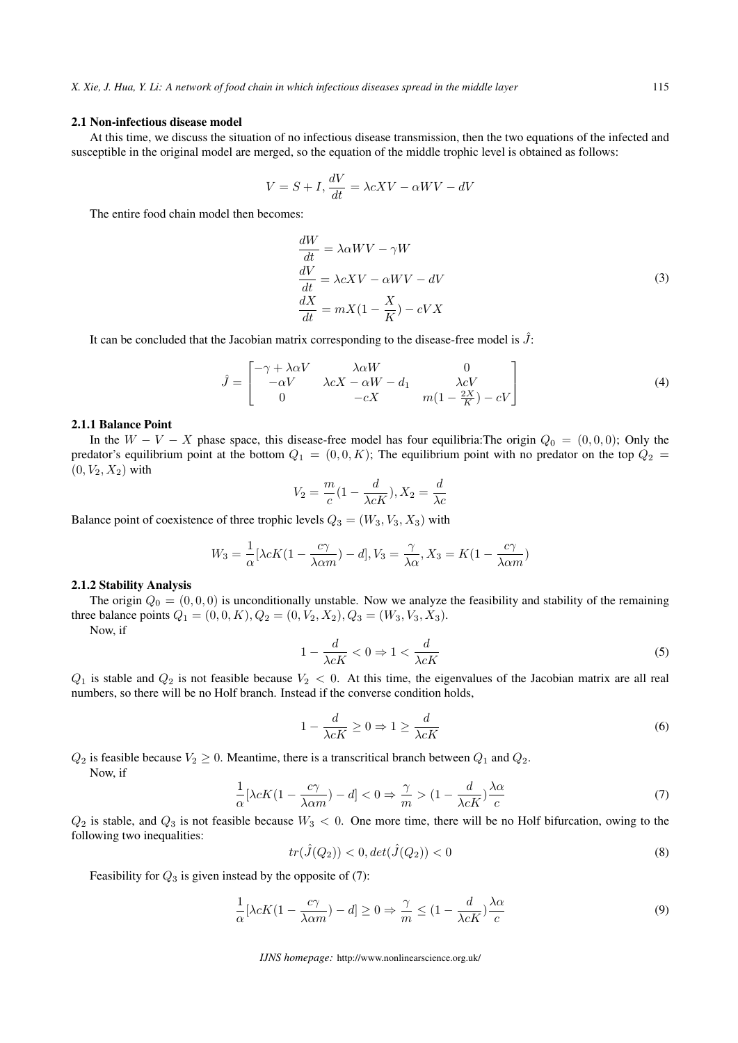### 2.1 Non-infectious disease model

At this time, we discuss the situation of no infectious disease transmission, then the two equations of the infected and susceptible in the original model are merged, so the equation of the middle trophic level is obtained as follows:

$$V = S + I, \frac{dV}{dt} = \lambda cXV - \alpha WV - dV$$

The entire food chain model then becomes:

$$\begin{aligned}
\frac{dW}{dt} &= \lambda\alpha WV - \gamma W \\
\frac{dV}{dt} &= \lambda cXV - \alpha WV - dV \\
\frac{dX}{dt} &= mX(1 - \frac{X}{K}) - cVX
\end{aligned} \tag{3}$$

It can be concluded that the Jacobian matrix corresponding to the disease-free model is $\hat{J}$:

$$\hat{J} = \begin{bmatrix} -\gamma + \lambda\alpha V & \lambda\alpha W & 0 \\ -\alpha V & \lambda cX - \alpha W - d_1 & \lambda cV \\ 0 & -cX & m(1 - \frac{2X}{K}) - cV \end{bmatrix} \tag{4}$$

#### 2.1.1 Balance Point

In the $W - V - X$ phase space, this disease-free model has four equilibria:The origin $Q_0 = (0, 0, 0)$; Only the predator's equilibrium point at the bottom $Q_1 = (0, 0, K)$; The equilibrium point with no predator on the top $Q_2 = (0, V_2, X_2)$ with

$$V_2 = \frac{m}{c}(1 - \frac{d}{\lambda cK}), X_2 = \frac{d}{\lambda c}$$

Balance point of coexistence of three trophic levels $Q_3 = (W_3, V_3, X_3)$ with

$$W_3 = \frac{1}{\alpha}[\lambda cK(1 - \frac{c\gamma}{\lambda\alpha m}) - d], V_3 = \frac{\gamma}{\lambda\alpha}, X_3 = K(1 - \frac{c\gamma}{\lambda\alpha m})$$

#### 2.1.2 Stability Analysis

The origin $Q_0 = (0, 0, 0)$ is unconditionally unstable. Now we analyze the feasibility and stability of the remaining three balance points $Q_1 = (0, 0, K), Q_2 = (0, V_2, X_2), Q_3 = (W_3, V_3, X_3)$.

Now, if

$$1 - \frac{d}{\lambda cK} < 0 \Rightarrow 1 < \frac{d}{\lambda cK} \tag{5}$$

$Q_1$ is stable and $Q_2$ is not feasible because $V_2 < 0$. At this time, the eigenvalues of the Jacobian matrix are all real numbers, so there will be no Holf branch. Instead if the converse condition holds,

$$1 - \frac{d}{\lambda cK} \geq 0 \Rightarrow 1 \geq \frac{d}{\lambda cK} \tag{6}$$

$Q_2$ is feasible because $V_2 \geq 0$. Meantime, there is a transcritical branch between $Q_1$ and $Q_2$.

Now, if

$$\frac{1}{\alpha}[\lambda cK(1 - \frac{c\gamma}{\lambda\alpha m}) - d] < 0 \Rightarrow \frac{\gamma}{m} > (1 - \frac{d}{\lambda cK})\frac{\lambda\alpha}{c} \tag{7}$$

$Q_2$ is stable, and $Q_3$ is not feasible because $W_3 < 0$. One more time, there will be no Holf bifurcation, owing to the following two inequalities:

$$tr(\hat{J}(Q_2)) < 0, det(\hat{J}(Q_2)) < 0 \tag{8}$$

Feasibility for $Q_3$ is given instead by the opposite of (7):

$$\frac{1}{\alpha}[\lambda cK(1 - \frac{c\gamma}{\lambda\alpha m}) - d] \geq 0 \Rightarrow \frac{\gamma}{m} \leq (1 - \frac{d}{\lambda cK})\frac{\lambda\alpha}{c} \tag{9}$$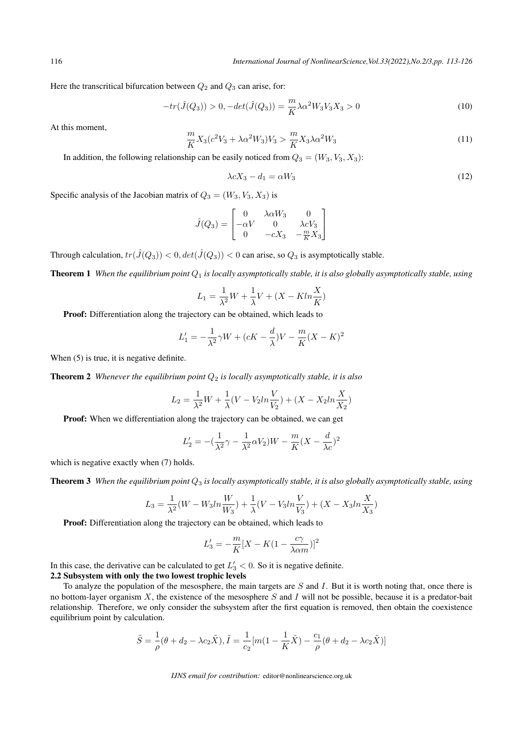Here the transcritical bifurcation between $Q_2$ and $Q_3$ can arise, for:

$$-tr(\hat{J}(Q_3)) > 0, -det(\hat{J}(Q_3)) = \frac{m}{K}\lambda\alpha^2 W_3 V_3 X_3 > 0 \tag{10}$$

At this moment,

$$\frac{m}{K}X_3(c^2V_3 + \lambda\alpha^2 W_3)V_3 > \frac{m}{K}X_3\lambda\alpha^2 W_3 \tag{11}$$

In addition, the following relationship can be easily noticed from $Q_3 = (W_3, V_3, X_3)$:

$$\lambda c X_3 - d_1 = \alpha W_3 \tag{12}$$

Specific analysis of the Jacobian matrix of $Q_3 = (W_3, V_3, X_3)$ is

$$\hat{J}(Q_3) = \begin{bmatrix} 0 & \lambda\alpha W_3 & 0 \\ -\alpha V & 0 & \lambda c V_3 \\ 0 & -cX_3 & -\frac{m}{K}X_3 \end{bmatrix}$$

Through calculation, $tr(\hat{J}(Q_3)) < 0, det(\hat{J}(Q_3)) < 0$ can arise, so $Q_3$ is asymptotically stable.

**Theorem 1** *When the equilibrium point $Q_1$ is locally asymptotically stable, it is also globally asymptotically stable, using*

$$L_1 = \frac{1}{\lambda^2}W + \frac{1}{\lambda}V + (X - Kln\frac{X}{K})$$

**Proof:** Differentiation along the trajectory can be obtained, which leads to

$$L_1' = -\frac{1}{\lambda^2}\gamma W + (cK - \frac{d}{\lambda})V - \frac{m}{K}(X - K)^2$$

When (5) is true, it is negative definite.

**Theorem 2** *Whenever the equilibrium point $Q_2$ is locally asymptotically stable, it is also*

$$L_2 = \frac{1}{\lambda^2}W + \frac{1}{\lambda}(V - V_2 ln\frac{V}{V_2}) + (X - X_2 ln\frac{X}{X_2})$$

**Proof:** When we differentiation along the trajectory can be obtained, we can get

$$L_2' = -(\frac{1}{\lambda^2}\gamma - \frac{1}{\lambda^2}\alpha V_2)W - \frac{m}{K}(X - \frac{d}{\lambda c})^2$$

which is negative exactly when (7) holds.

**Theorem 3** *When the equilibrium point $Q_3$ is locally asymptotically stable, it is also globally asymptotically stable, using*

$$L_3 = \frac{1}{\lambda^2}(W - W_3 ln\frac{W}{W_3}) + \frac{1}{\lambda}(V - V_3 ln\frac{V}{V_3}) + (X - X_3 ln\frac{X}{X_3})$$

**Proof:** Differentiation along the trajectory can be obtained, which leads to

$$L_3' = -\frac{m}{K}[X - K(1 - \frac{c\gamma}{\lambda\alpha m})]^2$$

In this case, the derivative can be calculated to get $L_3' < 0$. So it is negative definite.

### 2.2 Subsystem with only the two lowest trophic levels

To analyze the population of the mesosphere, the main targets are $S$ and $I$. But it is worth noting that, once there is no bottom-layer organism $X$, the existence of the mesosphere $S$ and $I$ will not be possible, because it is a predator-bait relationship. Therefore, we only consider the subsystem after the first equation is removed, then obtain the coexistence equilibrium point by calculation.

$$\tilde{S} = \frac{1}{\rho}(\theta + d_2 - \lambda c_2 \tilde{X}), \tilde{I} = \frac{1}{c_2}[m(1 - \frac{1}{K}\tilde{X}) - \frac{c_1}{\rho}(\theta + d_2 - \lambda c_2 \tilde{X})]$$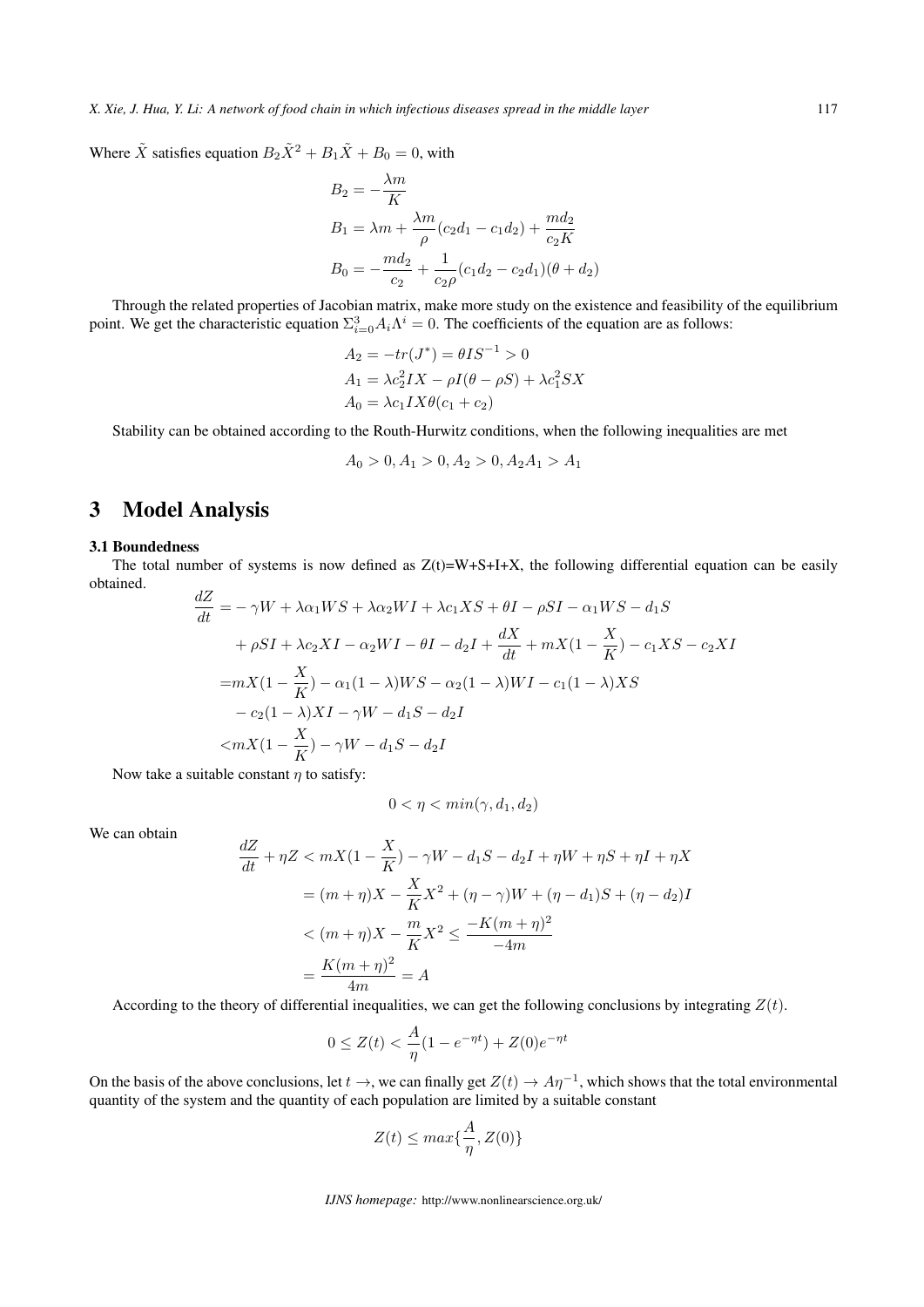Where $\tilde{X}$ satisfies equation $B_2\tilde{X}^2 + B_1\tilde{X} + B_0 = 0$, with

$$B_2 = -\frac{\lambda m}{K}$$

$$B_1 = \lambda m + \frac{\lambda m}{\rho}(c_2 d_1 - c_1 d_2) + \frac{m d_2}{c_2 K}$$

$$B_0 = -\frac{m d_2}{c_2} + \frac{1}{c_2 \rho}(c_1 d_2 - c_2 d_1)(\theta + d_2)$$

Through the related properties of Jacobian matrix, make more study on the existence and feasibility of the equilibrium point. We get the characteristic equation $\Sigma_{i=0}^{3} A_i \Lambda^i = 0$. The coefficients of the equation are as follows:

$$A_2 = -tr(J^*) = \theta I S^{-1} > 0$$

$$A_1 = \lambda c_2^2 I X - \rho I(\theta - \rho S) + \lambda c_1^2 S X$$

$$A_0 = \lambda c_1 I X \theta (c_1 + c_2)$$

Stability can be obtained according to the Routh-Hurwitz conditions, when the following inequalities are met

$$A_0 > 0, A_1 > 0, A_2 > 0, A_2 A_1 > A_1$$

# 3 Model Analysis

### 3.1 Boundedness

The total number of systems is now defined as Z(t)=W+S+I+X, the following differential equation can be easily obtained.

$$\begin{aligned}
\frac{dZ}{dt} =& -\gamma W + \lambda\alpha_1 W S + \lambda\alpha_2 W I + \lambda c_1 X S + \theta I - \rho S I - \alpha_1 W S - d_1 S \\
&+ \rho S I + \lambda c_2 X I - \alpha_2 W I - \theta I - d_2 I + \frac{dX}{dt} + mX(1 - \frac{X}{K}) - c_1 X S - c_2 X I \\
=& mX(1 - \frac{X}{K}) - \alpha_1(1-\lambda) W S - \alpha_2(1-\lambda) W I - c_1(1-\lambda) X S \\
&- c_2(1-\lambda) X I - \gamma W - d_1 S - d_2 I \\
<& mX(1 - \frac{X}{K}) - \gamma W - d_1 S - d_2 I
\end{aligned}$$

Now take a suitable constant $\eta$ to satisfy:

$$0 < \eta < min(\gamma, d_1, d_2)$$

We can obtain

$$\begin{aligned}
\frac{dZ}{dt} + \eta Z &< mX(1 - \frac{X}{K}) - \gamma W - d_1 S - d_2 I + \eta W + \eta S + \eta I + \eta X \\
&= (m+\eta)X - \frac{X}{K}X^2 + (\eta - \gamma)W + (\eta - d_1)S + (\eta - d_2)I \\
&< (m+\eta)X - \frac{m}{K}X^2 \le \frac{-K(m+\eta)^2}{-4m} \\
&= \frac{K(m+\eta)^2}{4m} = A
\end{aligned}$$

According to the theory of differential inequalities, we can get the following conclusions by integrating $Z(t)$.

$$0 \le Z(t) < \frac{A}{\eta}(1 - e^{-\eta t}) + Z(0)e^{-\eta t}$$

On the basis of the above conclusions, let $t \rightarrow$, we can finally get $Z(t) \rightarrow A\eta^{-1}$, which shows that the total environmental quantity of the system and the quantity of each population are limited by a suitable constant

$$Z(t) \le max\{\frac{A}{\eta}, Z(0)\}$$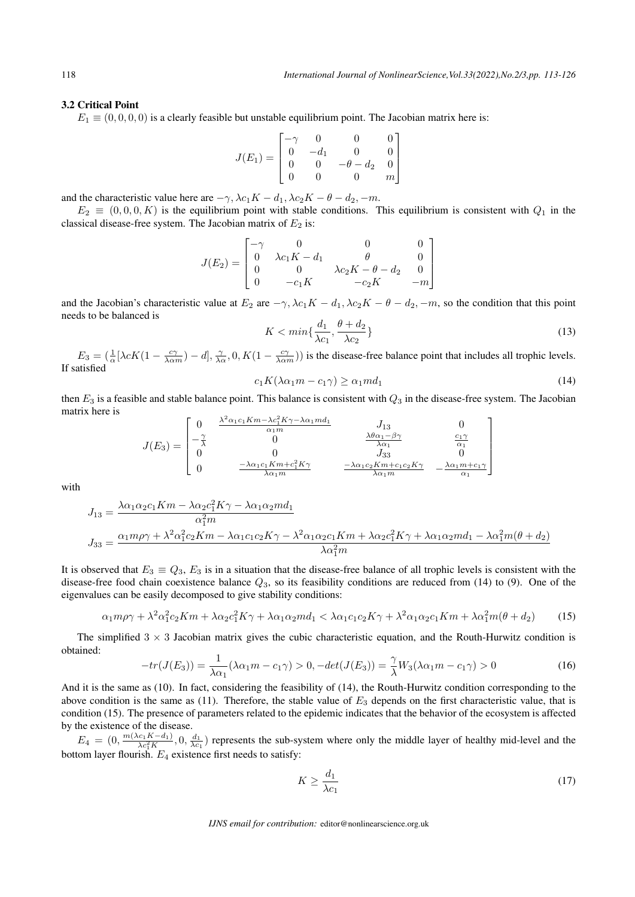### 3.2 Critical Point

$E_1 \equiv (0,0,0,0)$ is a clearly feasible but unstable equilibrium point. The Jacobian matrix here is:

$$J(E_1) = \begin{bmatrix} -\gamma & 0 & 0 & 0 \\ 0 & -d_1 & 0 & 0 \\ 0 & 0 & -\theta - d_2 & 0 \\ 0 & 0 & 0 & m \end{bmatrix}$$

and the characteristic value here are $-\gamma, \lambda c_1 K - d_1, \lambda c_2 K - \theta - d_2, -m$.

$E_2 \equiv (0,0,0,K)$ is the equilibrium point with stable conditions. This equilibrium is consistent with $Q_1$ in the classical disease-free system. The Jacobian matrix of $E_2$ is:

$$J(E_2) = \begin{bmatrix} -\gamma & 0 & 0 & 0 \\ 0 & \lambda c_1 K - d_1 & \theta & 0 \\ 0 & 0 & \lambda c_2 K - \theta - d_2 & 0 \\ 0 & -c_1 K & -c_2 K & -m \end{bmatrix}$$

and the Jacobian's characteristic value at $E_2$ are $-\gamma, \lambda c_1 K - d_1, \lambda c_2 K - \theta - d_2, -m$, so the condition that this point needs to be balanced is

$$K < min\{\frac{d_1}{\lambda c_1}, \frac{\theta + d_2}{\lambda c_2}\} \tag{13}$$

$E_3 = (\frac{1}{\alpha}[\lambda c K(1 - \frac{c\gamma}{\lambda \alpha m}) - d], \frac{\gamma}{\lambda \alpha}, 0, K(1 - \frac{c\gamma}{\lambda \alpha m}))$ is the disease-free balance point that includes all trophic levels. If satisfied

$$c_1 K(\lambda \alpha_1 m - c_1 \gamma) \geq \alpha_1 m d_1 \tag{14}$$

then $E_3$ is a feasible and stable balance point. This balance is consistent with $Q_3$ in the disease-free system. The Jacobian matrix here is

$$J(E_3) = \begin{bmatrix} 0 & \frac{\lambda^2 \alpha_1 c_1 K m - \lambda c_1^2 K \gamma - \lambda \alpha_1 m d_1}{\alpha_1 m} & J_{13} & 0 \\ -\frac{\gamma}{\lambda} & 0 & \frac{\lambda \theta \alpha_1 - \beta \gamma}{\lambda \alpha_1} & \frac{c_1 \gamma}{\alpha_1} \\ 0 & 0 & J_{33} & 0 \\ 0 & \frac{-\lambda \alpha_1 c_1 K m + c_1^2 K \gamma}{\lambda \alpha_1 m} & \frac{-\lambda \alpha_1 c_2 K m + c_1 c_2 K \gamma}{\lambda \alpha_1 m} & -\frac{\lambda \alpha_1 m + c_1 \gamma}{\alpha_1} \end{bmatrix}$$

with

$$J_{13} = \frac{\lambda \alpha_1 \alpha_2 c_1 K m - \lambda \alpha_2 c_1^2 K \gamma - \lambda \alpha_1 \alpha_2 m d_1}{\alpha_1^2 m}$$

$$J_{33} = \frac{\alpha_1 m \rho \gamma + \lambda^2 \alpha_1^2 c_2 K m - \lambda \alpha_1 c_1 c_2 K \gamma - \lambda^2 \alpha_1 \alpha_2 c_1 K m + \lambda \alpha_2 c_1^2 K \gamma + \lambda \alpha_1 \alpha_2 m d_1 - \lambda \alpha_1^2 m(\theta + d_2)}{\lambda \alpha_1^2 m}$$

It is observed that $E_3 \equiv Q_3$, $E_3$ is in a situation that the disease-free balance of all trophic levels is consistent with the disease-free food chain coexistence balance $Q_3$, so its feasibility conditions are reduced from (14) to (9). One of the eigenvalues can be easily decomposed to give stability conditions:

$$\alpha_1 m \rho \gamma + \lambda^2 \alpha_1^2 c_2 K m + \lambda \alpha_2 c_1^2 K \gamma + \lambda \alpha_1 \alpha_2 m d_1 < \lambda \alpha_1 c_1 c_2 K \gamma + \lambda^2 \alpha_1 \alpha_2 c_1 K m + \lambda \alpha_1^2 m(\theta + d_2) \tag{15}$$

The simplified $3 \times 3$ Jacobian matrix gives the cubic characteristic equation, and the Routh-Hurwitz condition is obtained:

$$-tr(J(E_3)) = \frac{1}{\lambda \alpha_1}(\lambda \alpha_1 m - c_1 \gamma) > 0, -det(J(E_3)) = \frac{\gamma}{\lambda} W_3(\lambda \alpha_1 m - c_1 \gamma) > 0 \tag{16}$$

And it is the same as (10). In fact, considering the feasibility of (14), the Routh-Hurwitz condition corresponding to the above condition is the same as (11). Therefore, the stable value of $E_3$ depends on the first characteristic value, that is condition (15). The presence of parameters related to the epidemic indicates that the behavior of the ecosystem is affected by the existence of the disease.

$E_4 = (0, \frac{m(\lambda c_1 K - d_1)}{\lambda c_1^2 K}, 0, \frac{d_1}{\lambda c_1})$ represents the sub-system where only the middle layer of healthy mid-level and the bottom layer flourish. $E_4$ existence first needs to satisfy:

$$K \geq \frac{d_1}{\lambda c_1} \tag{17}$$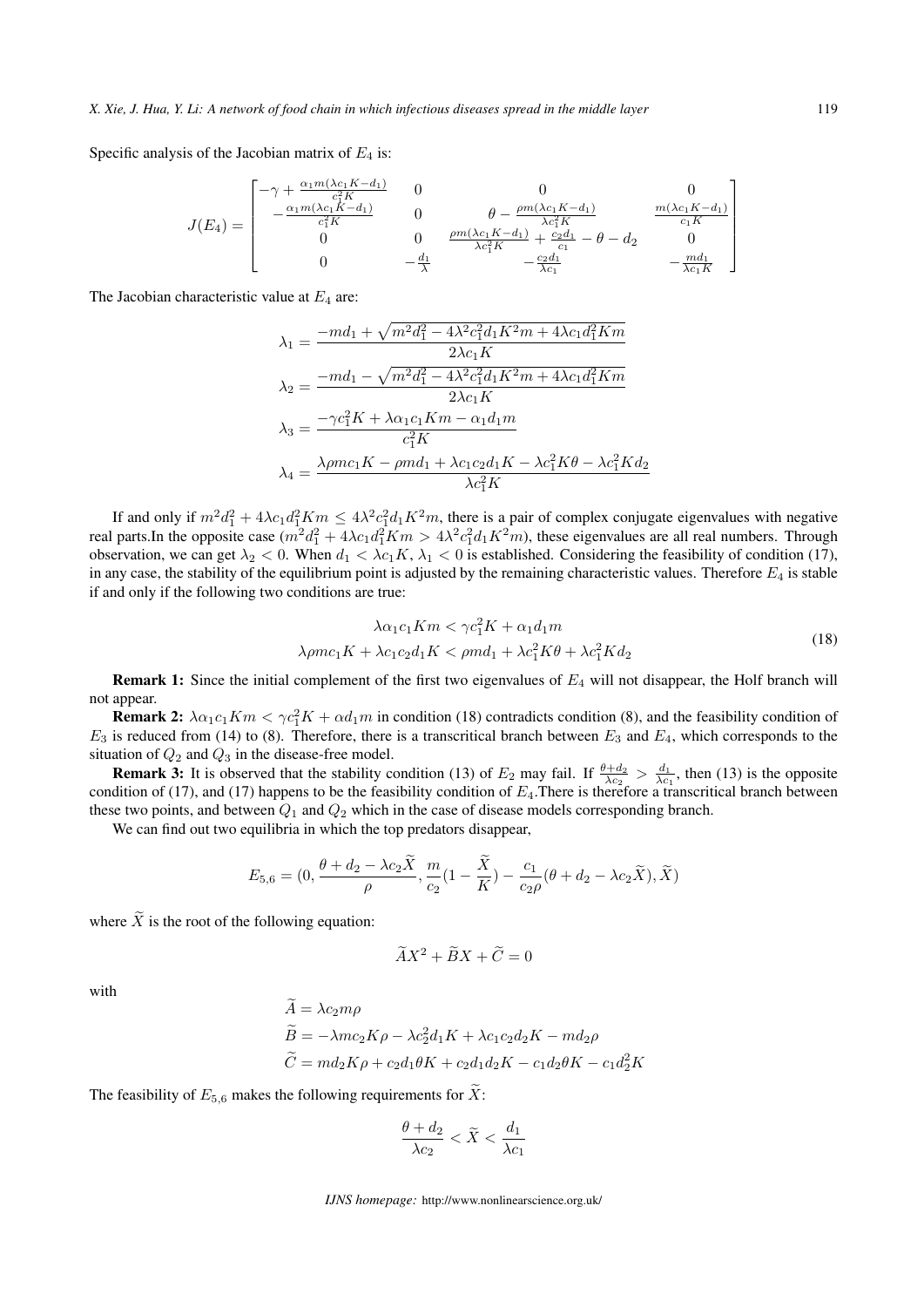Specific analysis of the Jacobian matrix of $E_4$ is:

$$
J(E_4) = \begin{bmatrix} -\gamma + \frac{\alpha_1 m(\lambda c_1 K - d_1)}{c_1^2 K} & 0 & 0 & 0 \\ -\frac{\alpha_1 m(\lambda c_1 K - d_1)}{c_1^2 K} & 0 & \theta - \frac{\rho m(\lambda c_1 K - d_1)}{\lambda c_1^2 K} & \frac{m(\lambda c_1 K - d_1)}{c_1 K} \\ 0 & 0 & \frac{\rho m(\lambda c_1 K - d_1)}{\lambda c_1^2 K} + \frac{c_2 d_1}{c_1} - \theta - d_2 & 0 \\ 0 & -\frac{d_1}{\lambda} & -\frac{c_2 d_1}{\lambda c_1} & -\frac{m d_1}{\lambda c_1 K} \end{bmatrix}
$$

The Jacobian characteristic value at $E_4$ are:

$$
\lambda_1 = \frac{-md_1 + \sqrt{m^2 d_1^2 - 4\lambda^2 c_1^2 d_1 K^2 m + 4\lambda c_1 d_1^2 K m}}{2\lambda c_1 K}
$$
$$
\lambda_2 = \frac{-md_1 - \sqrt{m^2 d_1^2 - 4\lambda^2 c_1^2 d_1 K^2 m + 4\lambda c_1 d_1^2 K m}}{2\lambda c_1 K}
$$
$$
\lambda_3 = \frac{-\gamma c_1^2 K + \lambda \alpha_1 c_1 K m - \alpha_1 d_1 m}{c_1^2 K}
$$
$$
\lambda_4 = \frac{\lambda \rho m c_1 K - \rho m d_1 + \lambda c_1 c_2 d_1 K - \lambda c_1^2 K \theta - \lambda c_1^2 K d_2}{\lambda c_1^2 K}
$$

If and only if $m^2 d_1^2 + 4\lambda c_1 d_1^2 K m \leq 4\lambda^2 c_1^2 d_1 K^2 m$, there is a pair of complex conjugate eigenvalues with negative real parts.In the opposite case ($m^2 d_1^2 + 4\lambda c_1 d_1^2 K m > 4\lambda^2 c_1^2 d_1 K^2 m$), these eigenvalues are all real numbers. Through observation, we can get $\lambda_2 < 0$. When $d_1 < \lambda c_1 K$, $\lambda_1 < 0$ is established. Considering the feasibility of condition (17), in any case, the stability of the equilibrium point is adjusted by the remaining characteristic values. Therefore $E_4$ is stable if and only if the following two conditions are true:

$$
\begin{aligned}
\lambda \alpha_1 c_1 K m &< \gamma c_1^2 K + \alpha_1 d_1 m \\
\lambda \rho m c_1 K + \lambda c_1 c_2 d_1 K &< \rho m d_1 + \lambda c_1^2 K \theta + \lambda c_1^2 K d_2
\end{aligned}
\tag{18}
$$

**Remark 1:** Since the initial complement of the first two eigenvalues of $E_4$ will not disappear, the Holf branch will not appear.

**Remark 2:** $\lambda \alpha_1 c_1 K m < \gamma c_1^2 K + \alpha d_1 m$ in condition (18) contradicts condition (8), and the feasibility condition of $E_3$ is reduced from (14) to (8). Therefore, there is a transcritical branch between $E_3$ and $E_4$, which corresponds to the situation of $Q_2$ and $Q_3$ in the disease-free model.

**Remark 3:** It is observed that the stability condition (13) of $E_2$ may fail. If $\frac{\theta + d_2}{\lambda c_2} > \frac{d_1}{\lambda c_1}$, then (13) is the opposite condition of (17), and (17) happens to be the feasibility condition of $E_4$.There is therefore a transcritical branch between these two points, and between $Q_1$ and $Q_2$ which in the case of disease models corresponding branch.

We can find out two equilibria in which the top predators disappear,

$$
E_{5,6} = (0, \frac{\theta + d_2 - \lambda c_2 \widetilde{X}}{\rho}, \frac{m}{c_2}(1 - \frac{\widetilde{X}}{K}) - \frac{c_1}{c_2 \rho}(\theta + d_2 - \lambda c_2 \widetilde{X}), \widetilde{X})
$$

where $\widetilde{X}$ is the root of the following equation:

$$
\widetilde{A} X^2 + \widetilde{B} X + \widetilde{C} = 0
$$

with

$$
\begin{aligned}
\widetilde{A} &= \lambda c_2 m \rho \\
\widetilde{B} &= -\lambda m c_2 K \rho - \lambda c_2^2 d_1 K + \lambda c_1 c_2 d_2 K - m d_2 \rho \\
\widetilde{C} &= m d_2 K \rho + c_2 d_1 \theta K + c_2 d_1 d_2 K - c_1 d_2 \theta K - c_1 d_2^2 K
\end{aligned}
$$

The feasibility of $E_{5,6}$ makes the following requirements for $\widetilde{X}$:

$$
\frac{\theta + d_2}{\lambda c_2} < \widetilde{X} < \frac{d_1}{\lambda c_1}
$$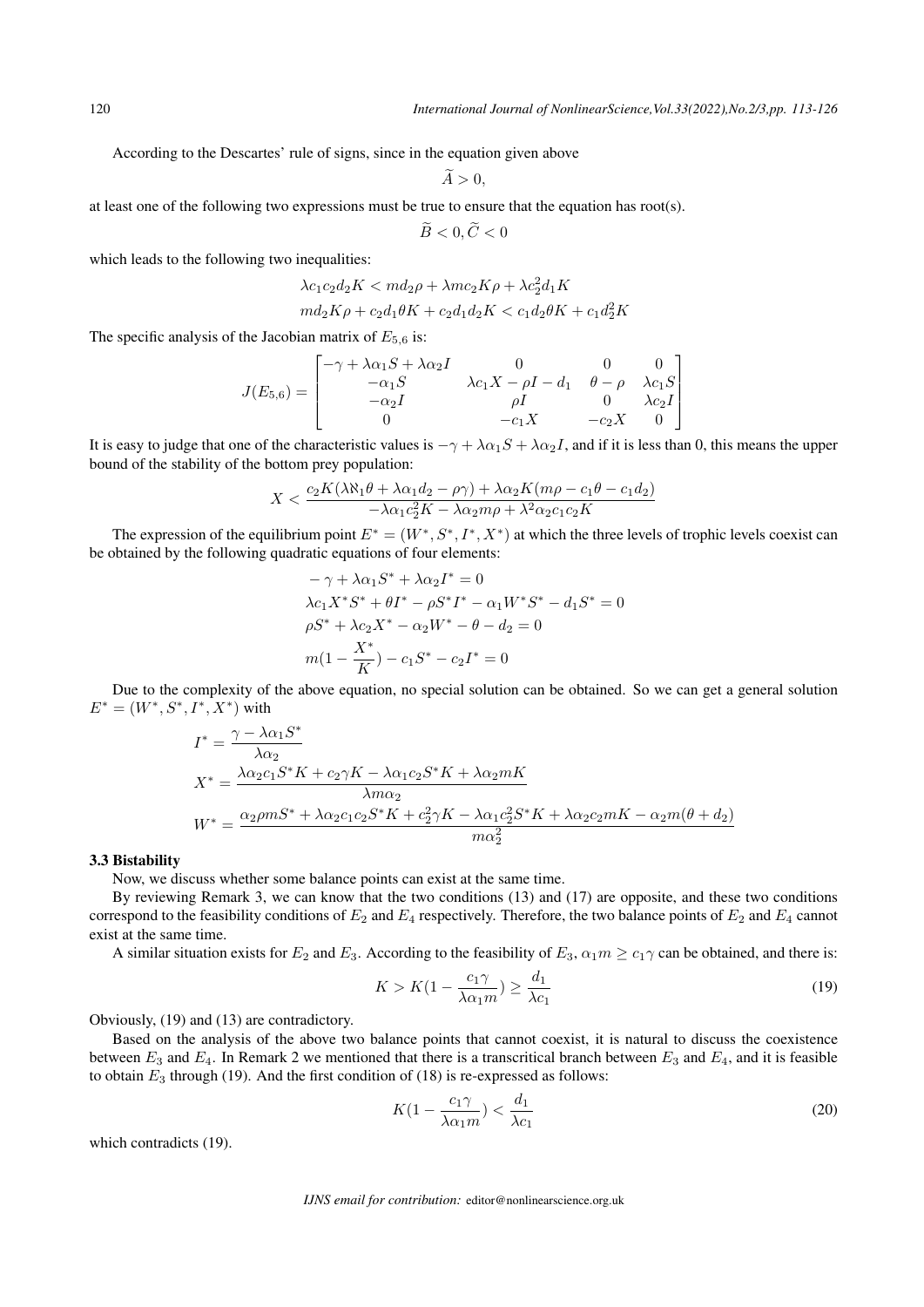According to the Descartes' rule of signs, since in the equation given above

$$\widetilde{A} > 0,$$

at least one of the following two expressions must be true to ensure that the equation has root(s).

$$\widetilde{B} < 0, \widetilde{C} < 0$$

which leads to the following two inequalities:

$$\lambda c_1 c_2 d_2 K < m d_2 \rho + \lambda m c_2 K \rho + \lambda c_2^2 d_1 K$$
$$m d_2 K \rho + c_2 d_1 \theta K + c_2 d_1 d_2 K < c_1 d_2 \theta K + c_1 d_2^2 K$$

The specific analysis of the Jacobian matrix of $E_{5,6}$ is:

$$J(E_{5,6}) = \begin{bmatrix} -\gamma + \lambda\alpha_1 S + \lambda\alpha_2 I & 0 & 0 & 0 \\ -\alpha_1 S & \lambda c_1 X - \rho I - d_1 & \theta - \rho & \lambda c_1 S \\ -\alpha_2 I & \rho I & 0 & \lambda c_2 I \\ 0 & -c_1 X & -c_2 X & 0 \end{bmatrix}$$

It is easy to judge that one of the characteristic values is $-\gamma + \lambda\alpha_1 S + \lambda\alpha_2 I$, and if it is less than 0, this means the upper bound of the stability of the bottom prey population:

$$X < \frac{c_2 K(\lambda\aleph_1\theta + \lambda\alpha_1 d_2 - \rho\gamma) + \lambda\alpha_2 K(m\rho - c_1\theta - c_1 d_2)}{-\lambda\alpha_1 c_2^2 K - \lambda\alpha_2 m\rho + \lambda^2\alpha_2 c_1 c_2 K}$$

The expression of the equilibrium point $E^* = (W^*, S^*, I^*, X^*)$ at which the three levels of trophic levels coexist can be obtained by the following quadratic equations of four elements:

$$-\gamma + \lambda\alpha_1 S^* + \lambda\alpha_2 I^* = 0$$
$$\lambda c_1 X^* S^* + \theta I^* - \rho S^* I^* - \alpha_1 W^* S^* - d_1 S^* = 0$$
$$\rho S^* + \lambda c_2 X^* - \alpha_2 W^* - \theta - d_2 = 0$$
$$m(1 - \frac{X^*}{K}) - c_1 S^* - c_2 I^* = 0$$

Due to the complexity of the above equation, no special solution can be obtained. So we can get a general solution $E^* = (W^*, S^*, I^*, X^*)$ with

$$I^* = \frac{\gamma - \lambda\alpha_1 S^*}{\lambda\alpha_2}$$
$$X^* = \frac{\lambda\alpha_2 c_1 S^* K + c_2\gamma K - \lambda\alpha_1 c_2 S^* K + \lambda\alpha_2 m K}{\lambda m \alpha_2}$$
$$W^* = \frac{\alpha_2\rho m S^* + \lambda\alpha_2 c_1 c_2 S^* K + c_2^2\gamma K - \lambda\alpha_1 c_2^2 S^* K + \lambda\alpha_2 c_2 m K - \alpha_2 m(\theta + d_2)}{m\alpha_2^2}$$

### 3.3 Bistability

Now, we discuss whether some balance points can exist at the same time.

By reviewing Remark 3, we can know that the two conditions (13) and (17) are opposite, and these two conditions correspond to the feasibility conditions of $E_2$ and $E_4$ respectively. Therefore, the two balance points of $E_2$ and $E_4$ cannot exist at the same time.

A similar situation exists for $E_2$ and $E_3$. According to the feasibility of $E_3$, $\alpha_1 m \geq c_1\gamma$ can be obtained, and there is:

$$K > K(1 - \frac{c_1\gamma}{\lambda\alpha_1 m}) \geq \frac{d_1}{\lambda c_1} \tag{19}$$

Obviously, (19) and (13) are contradictory.

Based on the analysis of the above two balance points that cannot coexist, it is natural to discuss the coexistence between $E_3$ and $E_4$. In Remark 2 we mentioned that there is a transcritical branch between $E_3$ and $E_4$, and it is feasible to obtain $E_3$ through (19). And the first condition of (18) is re-expressed as follows:

$$K(1 - \frac{c_1\gamma}{\lambda\alpha_1 m}) < \frac{d_1}{\lambda c_1} \tag{20}$$

which contradicts (19).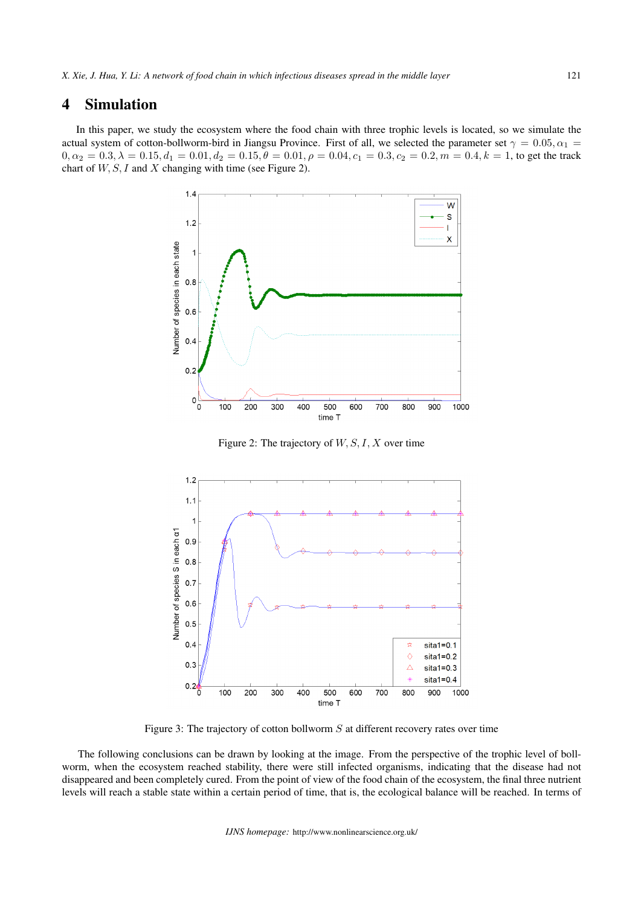## 4 Simulation

In this paper, we study the ecosystem where the food chain with three trophic levels is located, so we simulate the actual system of cotton-bollworm-bird in Jiangsu Province. First of all, we selected the parameter set $\gamma = 0.05, \alpha_1 = 0, \alpha_2 = 0.3, \lambda = 0.15, d_1 = 0.01, d_2 = 0.15, \theta = 0.01, \rho = 0.04, c_1 = 0.3, c_2 = 0.2, m = 0.4, k = 1$, to get the track chart of $W, S, I$ and $X$ changing with time (see Figure 2).

Figure 2: The trajectory of $W, S, I, X$ over time

Figure 3: The trajectory of cotton bollworm $S$ at different recovery rates over time

The following conclusions can be drawn by looking at the image. From the perspective of the trophic level of bollworm, when the ecosystem reached stability, there were still infected organisms, indicating that the disease had not disappeared and been completely cured. From the point of view of the food chain of the ecosystem, the final three nutrient levels will reach a stable state within a certain period of time, that is, the ecological balance will be reached. In terms of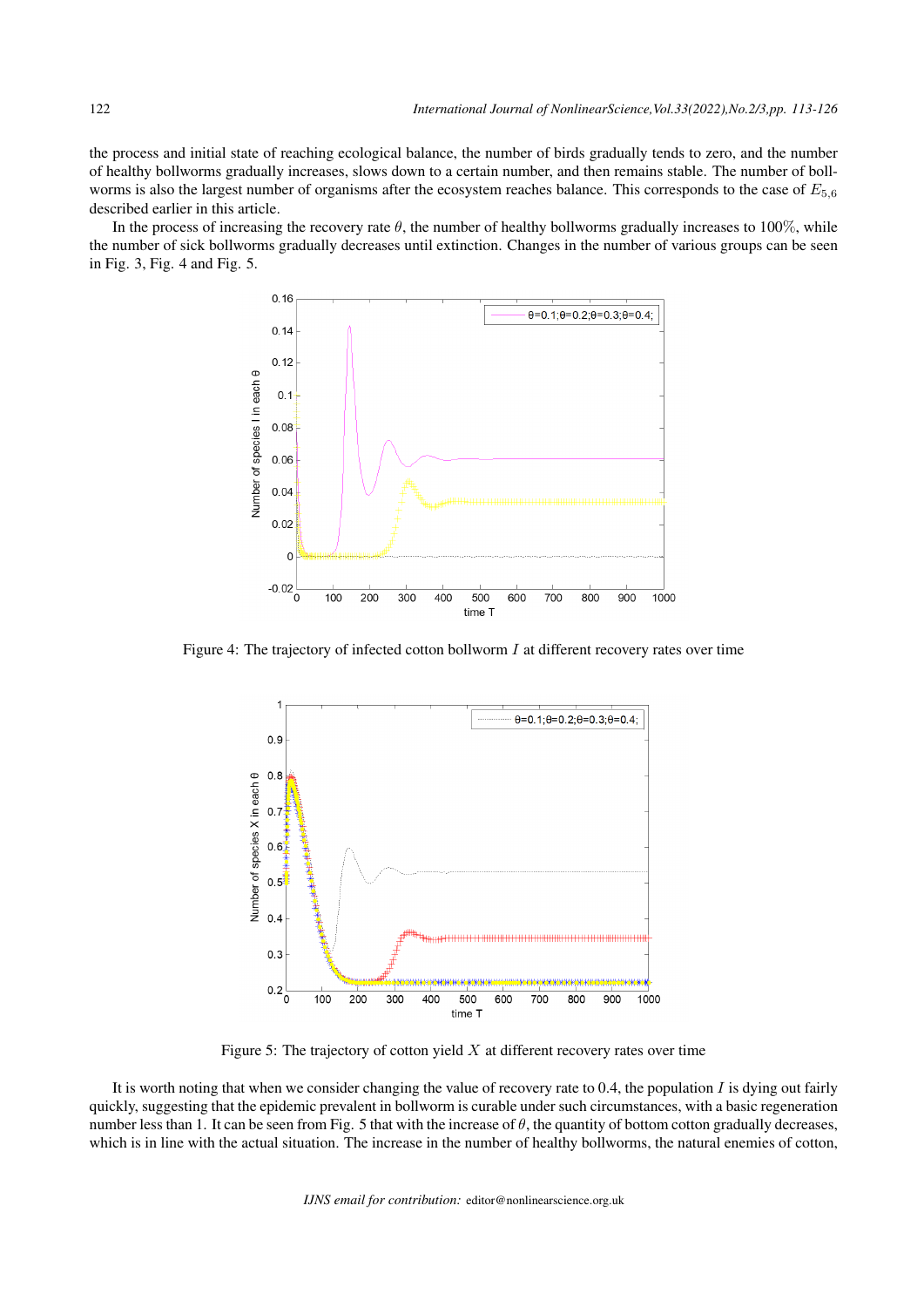the process and initial state of reaching ecological balance, the number of birds gradually tends to zero, and the number of healthy bollworms gradually increases, slows down to a certain number, and then remains stable. The number of bollworms is also the largest number of organisms after the ecosystem reaches balance. This corresponds to the case of $E_{5,6}$ described earlier in this article.

In the process of increasing the recovery rate $\theta$, the number of healthy bollworms gradually increases to 100%, while the number of sick bollworms gradually decreases until extinction. Changes in the number of various groups can be seen in Fig. 3, Fig. 4 and Fig. 5.

Figure 4: The trajectory of infected cotton bollworm $I$ at different recovery rates over time

Figure 5: The trajectory of cotton yield $X$ at different recovery rates over time

It is worth noting that when we consider changing the value of recovery rate to 0.4, the population $I$ is dying out fairly quickly, suggesting that the epidemic prevalent in bollworm is curable under such circumstances, with a basic regeneration number less than 1. It can be seen from Fig. 5 that with the increase of $\theta$, the quantity of bottom cotton gradually decreases, which is in line with the actual situation. The increase in the number of healthy bollworms, the natural enemies of cotton,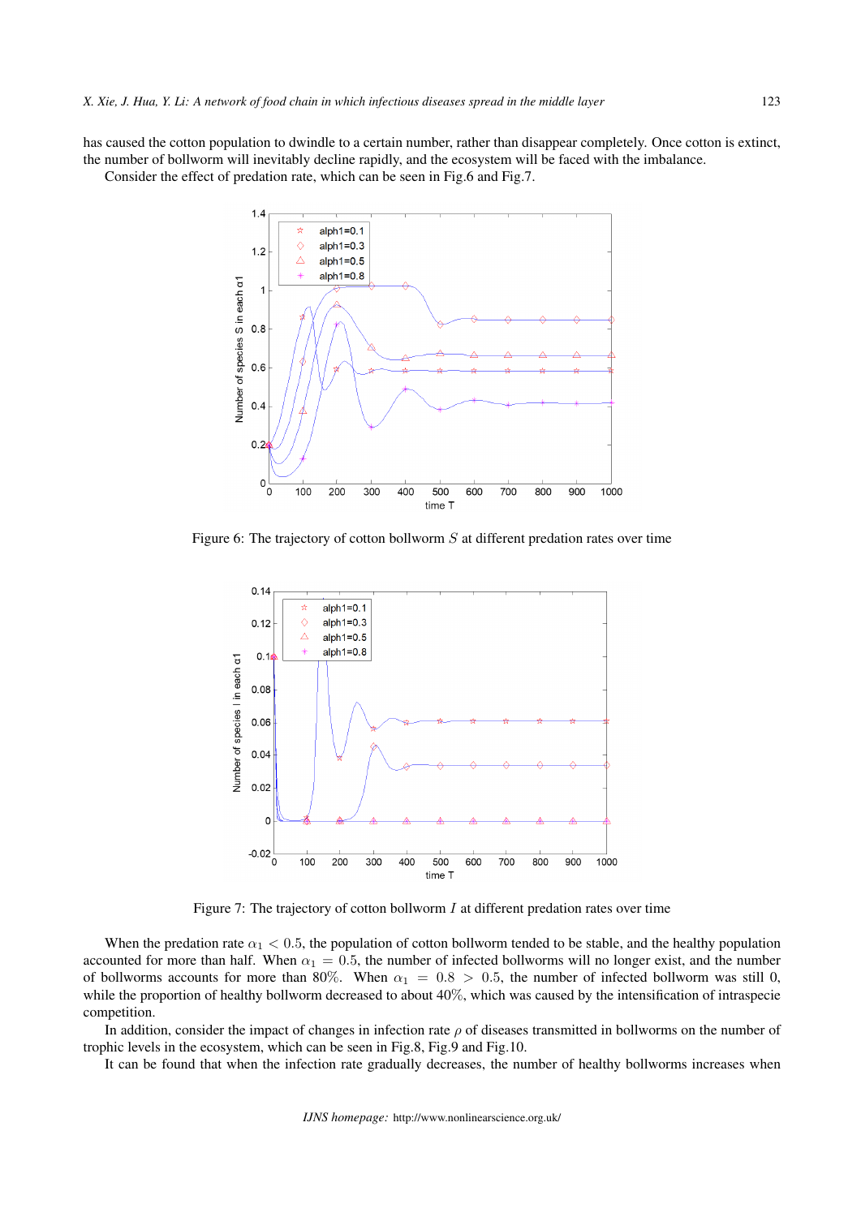has caused the cotton population to dwindle to a certain number, rather than disappear completely. Once cotton is extinct, the number of bollworm will inevitably decline rapidly, and the ecosystem will be faced with the imbalance.

Consider the effect of predation rate, which can be seen in Fig.6 and Fig.7.

Figure 6: The trajectory of cotton bollworm $S$ at different predation rates over time

Figure 7: The trajectory of cotton bollworm $I$ at different predation rates over time

When the predation rate $\alpha_1 < 0.5$, the population of cotton bollworm tended to be stable, and the healthy population accounted for more than half. When $\alpha_1 = 0.5$, the number of infected bollworms will no longer exist, and the number of bollworms accounts for more than 80%. When $\alpha_1 = 0.8 > 0.5$, the number of infected bollworm was still 0, while the proportion of healthy bollworm decreased to about 40%, which was caused by the intensification of intraspecie competition.

In addition, consider the impact of changes in infection rate $\rho$ of diseases transmitted in bollworms on the number of trophic levels in the ecosystem, which can be seen in Fig.8, Fig.9 and Fig.10.

It can be found that when the infection rate gradually decreases, the number of healthy bollworms increases when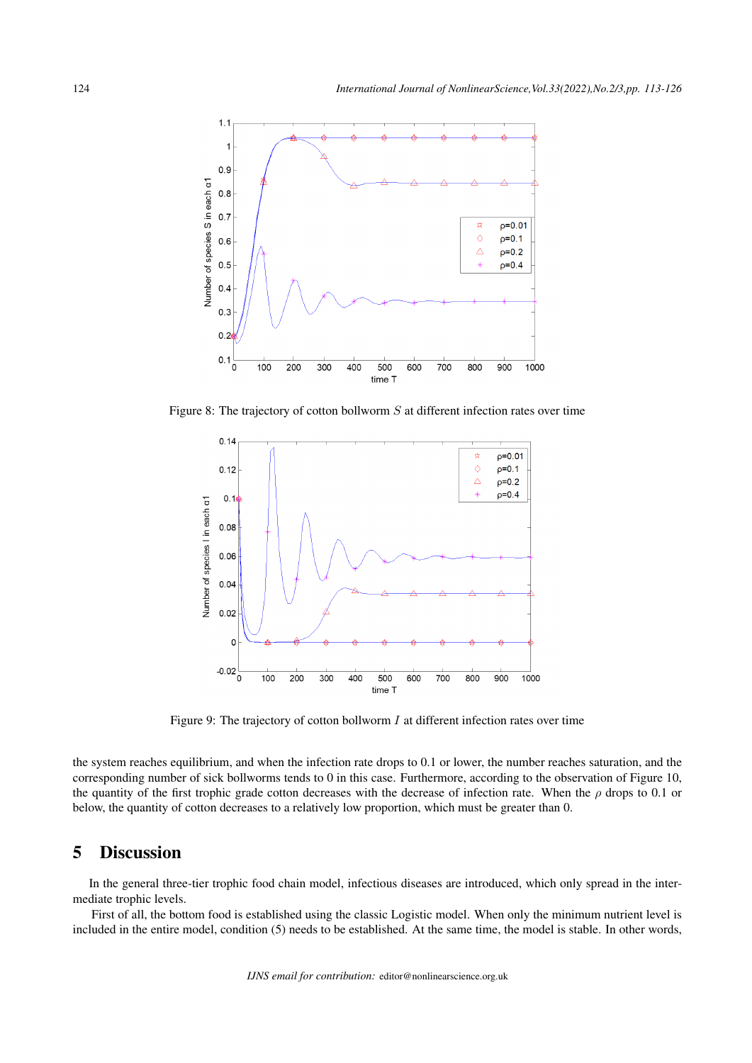Figure 8: The trajectory of cotton bollworm $S$ at different infection rates over time

Figure 9: The trajectory of cotton bollworm $I$ at different infection rates over time

the system reaches equilibrium, and when the infection rate drops to 0.1 or lower, the number reaches saturation, and the corresponding number of sick bollworms tends to 0 in this case. Furthermore, according to the observation of Figure 10, the quantity of the first trophic grade cotton decreases with the decrease of infection rate. When the $\rho$ drops to 0.1 or below, the quantity of cotton decreases to a relatively low proportion, which must be greater than 0.

# 5 Discussion

In the general three-tier trophic food chain model, infectious diseases are introduced, which only spread in the intermediate trophic levels.

First of all, the bottom food is established using the classic Logistic model. When only the minimum nutrient level is included in the entire model, condition (5) needs to be established. At the same time, the model is stable. In other words,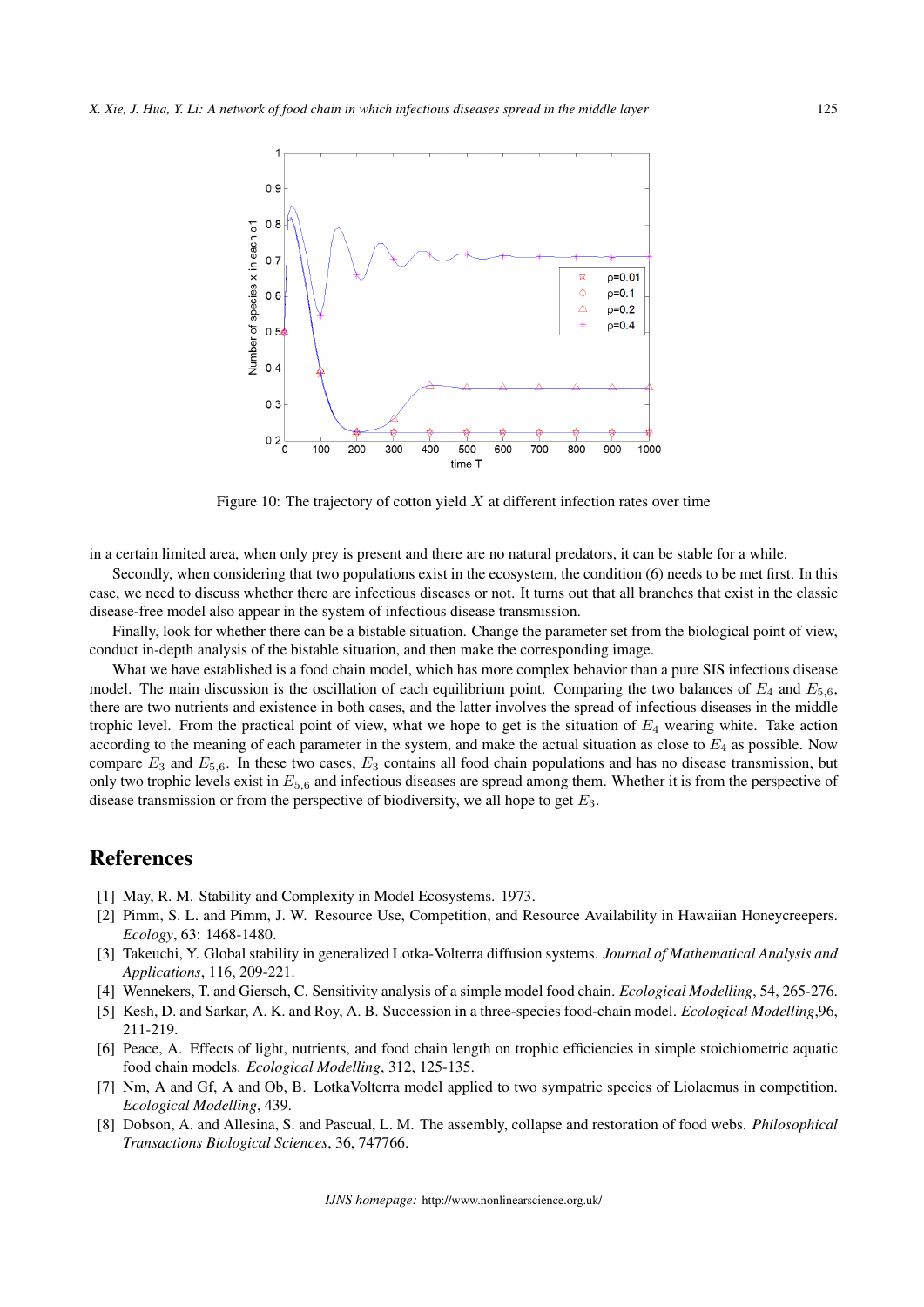Figure 10: The trajectory of cotton yield $X$ at different infection rates over time

in a certain limited area, when only prey is present and there are no natural predators, it can be stable for a while.

Secondly, when considering that two populations exist in the ecosystem, the condition (6) needs to be met first. In this case, we need to discuss whether there are infectious diseases or not. It turns out that all branches that exist in the classic disease-free model also appear in the system of infectious disease transmission.

Finally, look for whether there can be a bistable situation. Change the parameter set from the biological point of view, conduct in-depth analysis of the bistable situation, and then make the corresponding image.

What we have established is a food chain model, which has more complex behavior than a pure SIS infectious disease model. The main discussion is the oscillation of each equilibrium point. Comparing the two balances of $E_4$ and $E_{5,6}$, there are two nutrients and existence in both cases, and the latter involves the spread of infectious diseases in the middle trophic level. From the practical point of view, what we hope to get is the situation of $E_4$ wearing white. Take action according to the meaning of each parameter in the system, and make the actual situation as close to $E_4$ as possible. Now compare $E_3$ and $E_{5,6}$. In these two cases, $E_3$ contains all food chain populations and has no disease transmission, but only two trophic levels exist in $E_{5,6}$ and infectious diseases are spread among them. Whether it is from the perspective of disease transmission or from the perspective of biodiversity, we all hope to get $E_3$.

## References

[1] May, R. M. Stability and Complexity in Model Ecosystems. 1973.

[2] Pimm, S. L. and Pimm, J. W. Resource Use, Competition, and Resource Availability in Hawaiian Honeycreepers. *Ecology*, 63: 1468-1480.

[3] Takeuchi, Y. Global stability in generalized Lotka-Volterra diffusion systems. *Journal of Mathematical Analysis and Applications*, 116, 209-221.

[4] Wennekers, T. and Giersch, C. Sensitivity analysis of a simple model food chain. *Ecological Modelling*, 54, 265-276.

[5] Kesh, D. and Sarkar, A. K. and Roy, A. B. Succession in a three-species food-chain model. *Ecological Modelling*,96, 211-219.

[6] Peace, A. Effects of light, nutrients, and food chain length on trophic efficiencies in simple stoichiometric aquatic food chain models. *Ecological Modelling*, 312, 125-135.

[7] Nm, A and Gf, A and Ob, B. LotkaVolterra model applied to two sympatric species of Liolaemus in competition. *Ecological Modelling*, 439.

[8] Dobson, A. and Allesina, S. and Pascual, L. M. The assembly, collapse and restoration of food webs. *Philosophical Transactions Biological Sciences*, 36, 747766.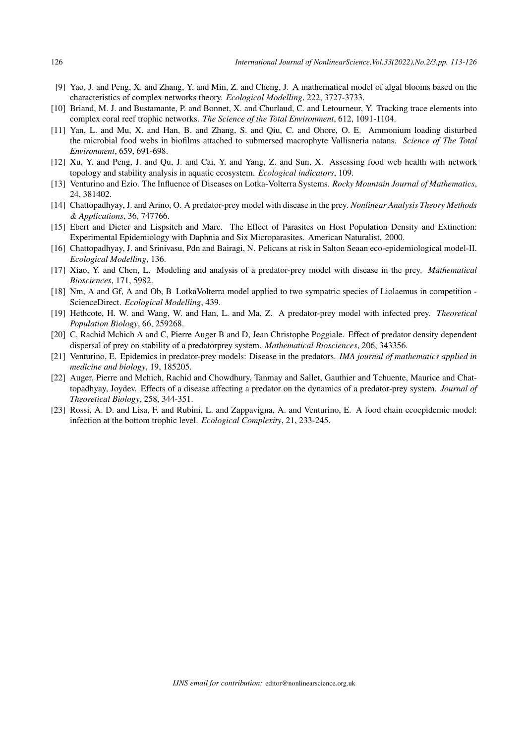[9] Yao, J. and Peng, X. and Zhang, Y. and Min, Z. and Cheng, J. A mathematical model of algal blooms based on the characteristics of complex networks theory. *Ecological Modelling*, 222, 3727-3733.

[10] Briand, M. J. and Bustamante, P. and Bonnet, X. and Churlaud, C. and Letourneur, Y. Tracking trace elements into complex coral reef trophic networks. *The Science of the Total Environment*, 612, 1091-1104.

[11] Yan, L. and Mu, X. and Han, B. and Zhang, S. and Qiu, C. and Ohore, O. E. Ammonium loading disturbed the microbial food webs in biofilms attached to submersed macrophyte Vallisneria natans. *Science of The Total Environment*, 659, 691-698.

[12] Xu, Y. and Peng, J. and Qu, J. and Cai, Y. and Yang, Z. and Sun, X. Assessing food web health with network topology and stability analysis in aquatic ecosystem. *Ecological indicators*, 109.

[13] Venturino and Ezio. The Influence of Diseases on Lotka-Volterra Systems. *Rocky Mountain Journal of Mathematics*, 24, 381402.

[14] Chattopadhyay, J. and Arino, O. A predator-prey model with disease in the prey. *Nonlinear Analysis Theory Methods & Applications*, 36, 747766.

[15] Ebert and Dieter and Lispsitch and Marc. The Effect of Parasites on Host Population Density and Extinction: Experimental Epidemiology with Daphnia and Six Microparasites. American Naturalist. 2000.

[16] Chattopadhyay, J. and Srinivasu, Pdn and Bairagi, N. Pelicans at risk in Salton Seaan eco-epidemiological model-II. *Ecological Modelling*, 136.

[17] Xiao, Y. and Chen, L. Modeling and analysis of a predator-prey model with disease in the prey. *Mathematical Biosciences*, 171, 5982.

[18] Nm, A and Gf, A and Ob, B LotkaVolterra model applied to two sympatric species of Liolaemus in competition - ScienceDirect. *Ecological Modelling*, 439.

[19] Hethcote, H. W. and Wang, W. and Han, L. and Ma, Z. A predator-prey model with infected prey. *Theoretical Population Biology*, 66, 259268.

[20] C, Rachid Mchich A and C, Pierre Auger B and D, Jean Christophe Poggiale. Effect of predator density dependent dispersal of prey on stability of a predatorprey system. *Mathematical Biosciences*, 206, 343356.

[21] Venturino, E. Epidemics in predator-prey models: Disease in the predators. *IMA journal of mathematics applied in medicine and biology*, 19, 185205.

[22] Auger, Pierre and Mchich, Rachid and Chowdhury, Tanmay and Sallet, Gauthier and Tchuente, Maurice and Chattopadhyay, Joydev. Effects of a disease affecting a predator on the dynamics of a predator-prey system. *Journal of Theoretical Biology*, 258, 344-351.

[23] Rossi, A. D. and Lisa, F. and Rubini, L. and Zappavigna, A. and Venturino, E. A food chain ecoepidemic model: infection at the bottom trophic level. *Ecological Complexity*, 21, 233-245.